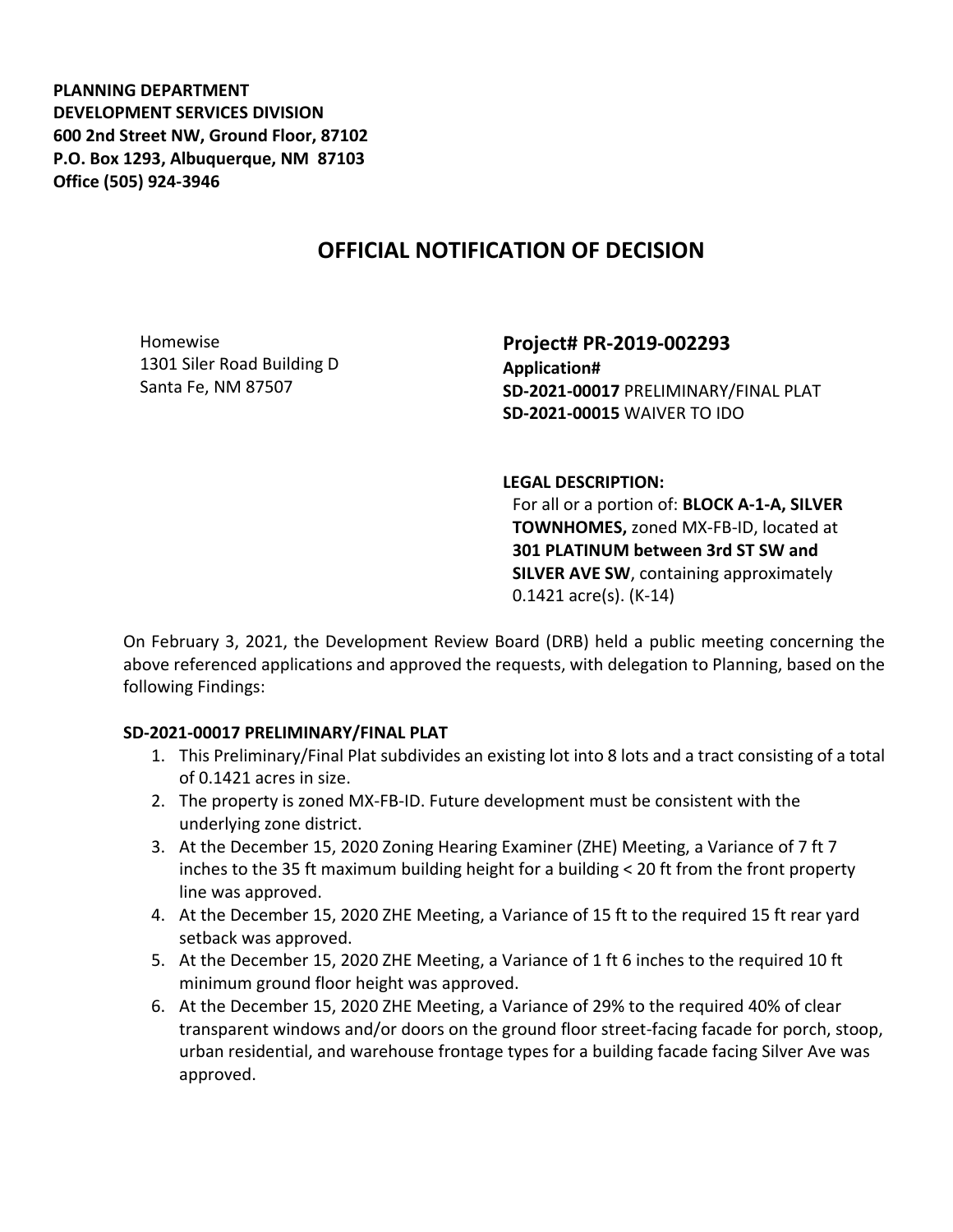**PLANNING DEPARTMENT**
**DEVELOPMENT SERVICES DIVISION**
**600 2nd Street NW, Ground Floor, 87102**
**P.O. Box 1293, Albuquerque, NM 87103**
**Office (505) 924-3946**

# OFFICIAL NOTIFICATION OF DECISION

Homewise
1301 Siler Road Building D
Santa Fe, NM 87507

**Project# PR-2019-002293**
**Application#**
**SD-2021-00017** PRELIMINARY/FINAL PLAT
**SD-2021-00015** WAIVER TO IDO

**LEGAL DESCRIPTION:**
For all or a portion of: **BLOCK A-1-A, SILVER TOWNHOMES,** zoned MX-FB-ID, located at **301 PLATINUM between 3rd ST SW and SILVER AVE SW**, containing approximately 0.1421 acre(s). (K-14)

On February 3, 2021, the Development Review Board (DRB) held a public meeting concerning the above referenced applications and approved the requests, with delegation to Planning, based on the following Findings:

**SD-2021-00017 PRELIMINARY/FINAL PLAT**

1. This Preliminary/Final Plat subdivides an existing lot into 8 lots and a tract consisting of a total of 0.1421 acres in size.
2. The property is zoned MX-FB-ID. Future development must be consistent with the underlying zone district.
3. At the December 15, 2020 Zoning Hearing Examiner (ZHE) Meeting, a Variance of 7 ft 7 inches to the 35 ft maximum building height for a building < 20 ft from the front property line was approved.
4. At the December 15, 2020 ZHE Meeting, a Variance of 15 ft to the required 15 ft rear yard setback was approved.
5. At the December 15, 2020 ZHE Meeting, a Variance of 1 ft 6 inches to the required 10 ft minimum ground floor height was approved.
6. At the December 15, 2020 ZHE Meeting, a Variance of 29% to the required 40% of clear transparent windows and/or doors on the ground floor street-facing facade for porch, stoop, urban residential, and warehouse frontage types for a building facade facing Silver Ave was approved.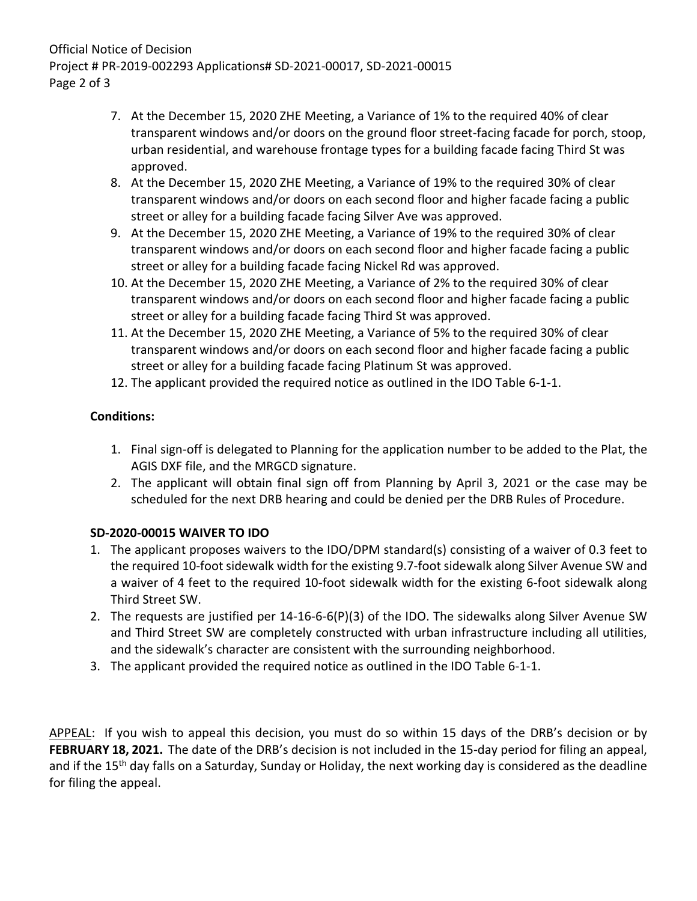7. At the December 15, 2020 ZHE Meeting, a Variance of 1% to the required 40% of clear transparent windows and/or doors on the ground floor street-facing facade for porch, stoop, urban residential, and warehouse frontage types for a building facade facing Third St was approved.
8. At the December 15, 2020 ZHE Meeting, a Variance of 19% to the required 30% of clear transparent windows and/or doors on each second floor and higher facade facing a public street or alley for a building facade facing Silver Ave was approved.
9. At the December 15, 2020 ZHE Meeting, a Variance of 19% to the required 30% of clear transparent windows and/or doors on each second floor and higher facade facing a public street or alley for a building facade facing Nickel Rd was approved.
10. At the December 15, 2020 ZHE Meeting, a Variance of 2% to the required 30% of clear transparent windows and/or doors on each second floor and higher facade facing a public street or alley for a building facade facing Third St was approved.
11. At the December 15, 2020 ZHE Meeting, a Variance of 5% to the required 30% of clear transparent windows and/or doors on each second floor and higher facade facing a public street or alley for a building facade facing Platinum St was approved.
12. The applicant provided the required notice as outlined in the IDO Table 6-1-1.

**Conditions:**

1. Final sign-off is delegated to Planning for the application number to be added to the Plat, the AGIS DXF file, and the MRGCD signature.
2. The applicant will obtain final sign off from Planning by April 3, 2021 or the case may be scheduled for the next DRB hearing and could be denied per the DRB Rules of Procedure.

**SD-2020-00015 WAIVER TO IDO**

1. The applicant proposes waivers to the IDO/DPM standard(s) consisting of a waiver of 0.3 feet to the required 10-foot sidewalk width for the existing 9.7-foot sidewalk along Silver Avenue SW and a waiver of 4 feet to the required 10-foot sidewalk width for the existing 6-foot sidewalk along Third Street SW.
2. The requests are justified per 14-16-6-6(P)(3) of the IDO. The sidewalks along Silver Avenue SW and Third Street SW are completely constructed with urban infrastructure including all utilities, and the sidewalk's character are consistent with the surrounding neighborhood.
3. The applicant provided the required notice as outlined in the IDO Table 6-1-1.

APPEAL: If you wish to appeal this decision, you must do so within 15 days of the DRB's decision or by **FEBRUARY 18, 2021.** The date of the DRB's decision is not included in the 15-day period for filing an appeal, and if the 15th day falls on a Saturday, Sunday or Holiday, the next working day is considered as the deadline for filing the appeal.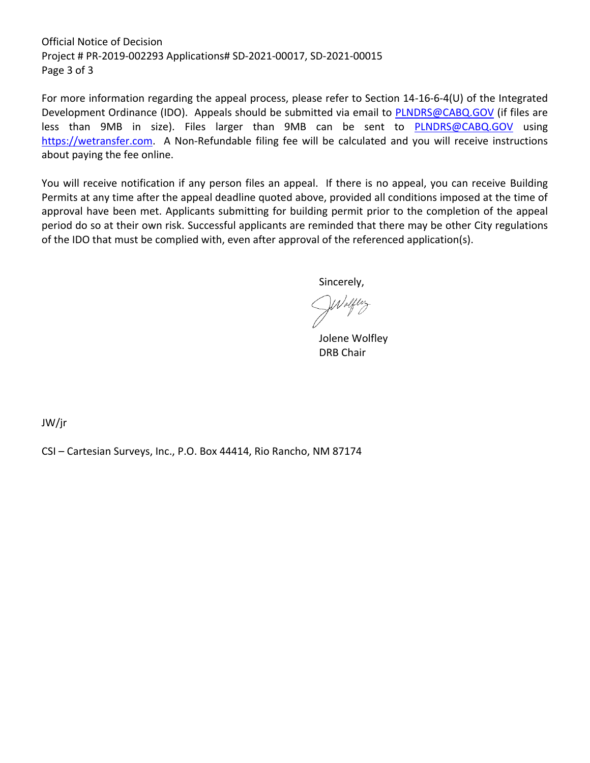For more information regarding the appeal process, please refer to Section 14-16-6-4(U) of the Integrated Development Ordinance (IDO). Appeals should be submitted via email to PLNDRS@CABQ.GOV (if files are less than 9MB in size). Files larger than 9MB can be sent to PLNDRS@CABQ.GOV using https://wetransfer.com. A Non-Refundable filing fee will be calculated and you will receive instructions about paying the fee online.

You will receive notification if any person files an appeal. If there is no appeal, you can receive Building Permits at any time after the appeal deadline quoted above, provided all conditions imposed at the time of approval have been met. Applicants submitting for building permit prior to the completion of the appeal period do so at their own risk. Successful applicants are reminded that there may be other City regulations of the IDO that must be complied with, even after approval of the referenced application(s).

Sincerely,

Jolene Wolfley
DRB Chair

JW/jr

CSI – Cartesian Surveys, Inc., P.O. Box 44414, Rio Rancho, NM 87174